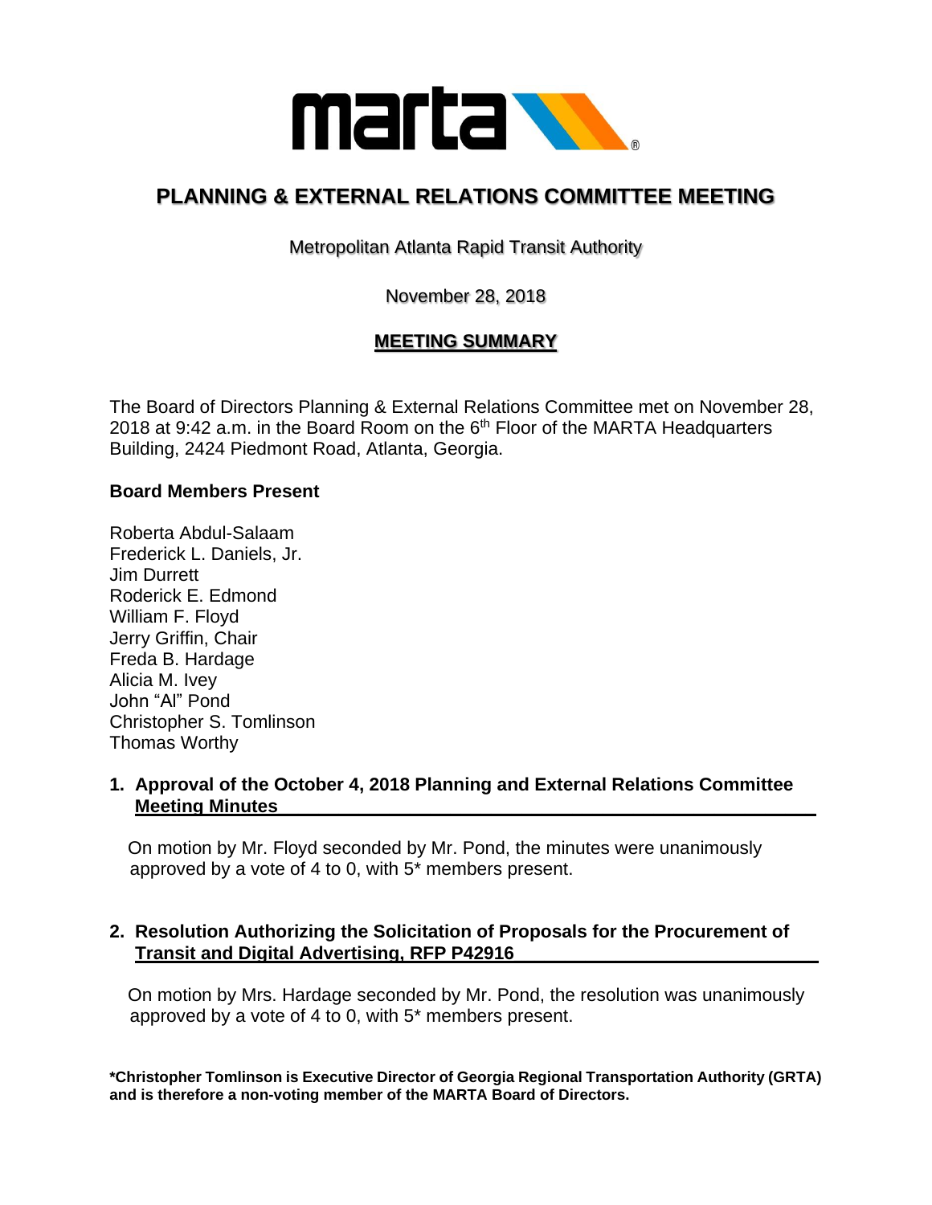# PLANNING & EXTERNAL RELATIONS COMMITTEE MEETING

Metropolitan Atlanta Rapid Transit Authority

November 28, 2018

## MEETING SUMMARY

The Board of Directors Planning & External Relations Committee met on November 28, 2018 at 9:42 a.m. in the Board Room on the 6th Floor of the MARTA Headquarters Building, 2424 Piedmont Road, Atlanta, Georgia.

**Board Members Present**

Roberta Abdul-Salaam
Frederick L. Daniels, Jr.
Jim Durrett
Roderick E. Edmond
William F. Floyd
Jerry Griffin, Chair
Freda B. Hardage
Alicia M. Ivey
John "Al" Pond
Christopher S. Tomlinson
Thomas Worthy

**1. Approval of the October 4, 2018 Planning and External Relations Committee Meeting Minutes**

On motion by Mr. Floyd seconded by Mr. Pond, the minutes were unanimously approved by a vote of 4 to 0, with 5* members present.

**2. Resolution Authorizing the Solicitation of Proposals for the Procurement of Transit and Digital Advertising, RFP P42916**

On motion by Mrs. Hardage seconded by Mr. Pond, the resolution was unanimously approved by a vote of 4 to 0, with 5* members present.

***Christopher Tomlinson is Executive Director of Georgia Regional Transportation Authority (GRTA) and is therefore a non-voting member of the MARTA Board of Directors.**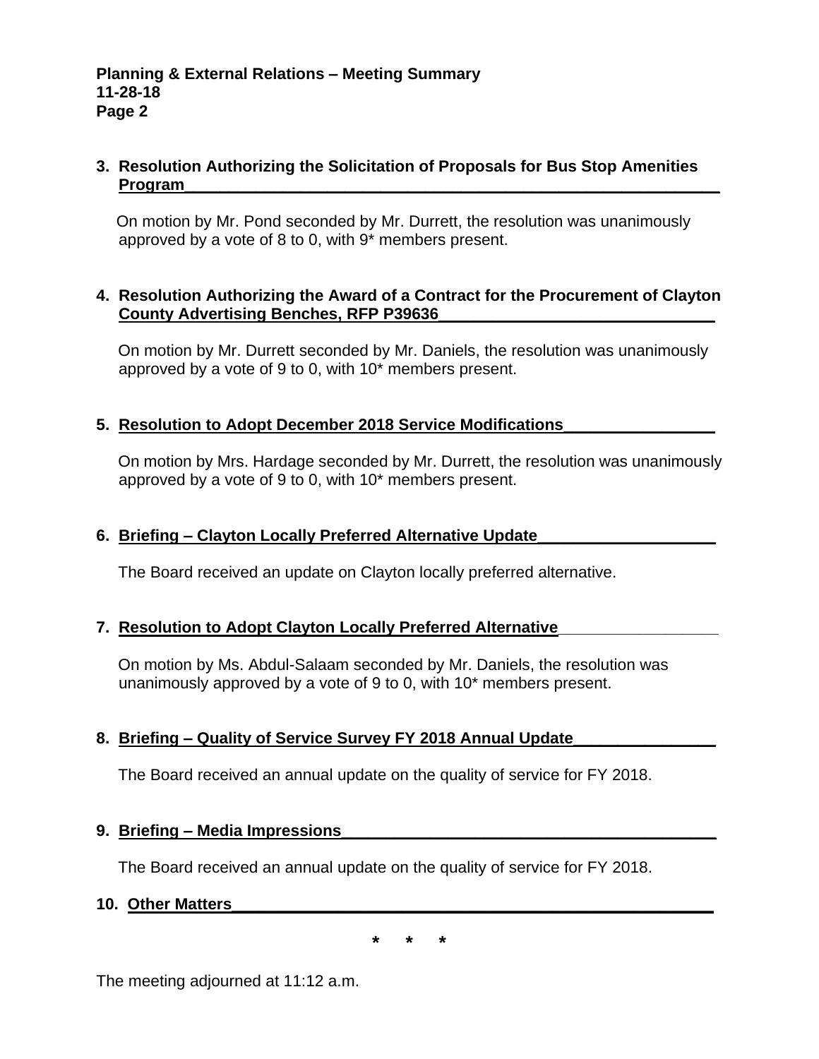**Planning & External Relations – Meeting Summary**
**11-28-18**

### 3. Resolution Authorizing the Solicitation of Proposals for Bus Stop Amenities Program

On motion by Mr. Pond seconded by Mr. Durrett, the resolution was unanimously approved by a vote of 8 to 0, with 9* members present.

### 4. Resolution Authorizing the Award of a Contract for the Procurement of Clayton County Advertising Benches, RFP P39636

On motion by Mr. Durrett seconded by Mr. Daniels, the resolution was unanimously approved by a vote of 9 to 0, with 10* members present.

### 5. Resolution to Adopt December 2018 Service Modifications

On motion by Mrs. Hardage seconded by Mr. Durrett, the resolution was unanimously approved by a vote of 9 to 0, with 10* members present.

### 6. Briefing – Clayton Locally Preferred Alternative Update

The Board received an update on Clayton locally preferred alternative.

### 7. Resolution to Adopt Clayton Locally Preferred Alternative

On motion by Ms. Abdul-Salaam seconded by Mr. Daniels, the resolution was unanimously approved by a vote of 9 to 0, with 10* members present.

### 8. Briefing – Quality of Service Survey FY 2018 Annual Update

The Board received an annual update on the quality of service for FY 2018.

### 9. Briefing – Media Impressions

The Board received an annual update on the quality of service for FY 2018.

### 10. Other Matters

\* \* \*

The meeting adjourned at 11:12 a.m.